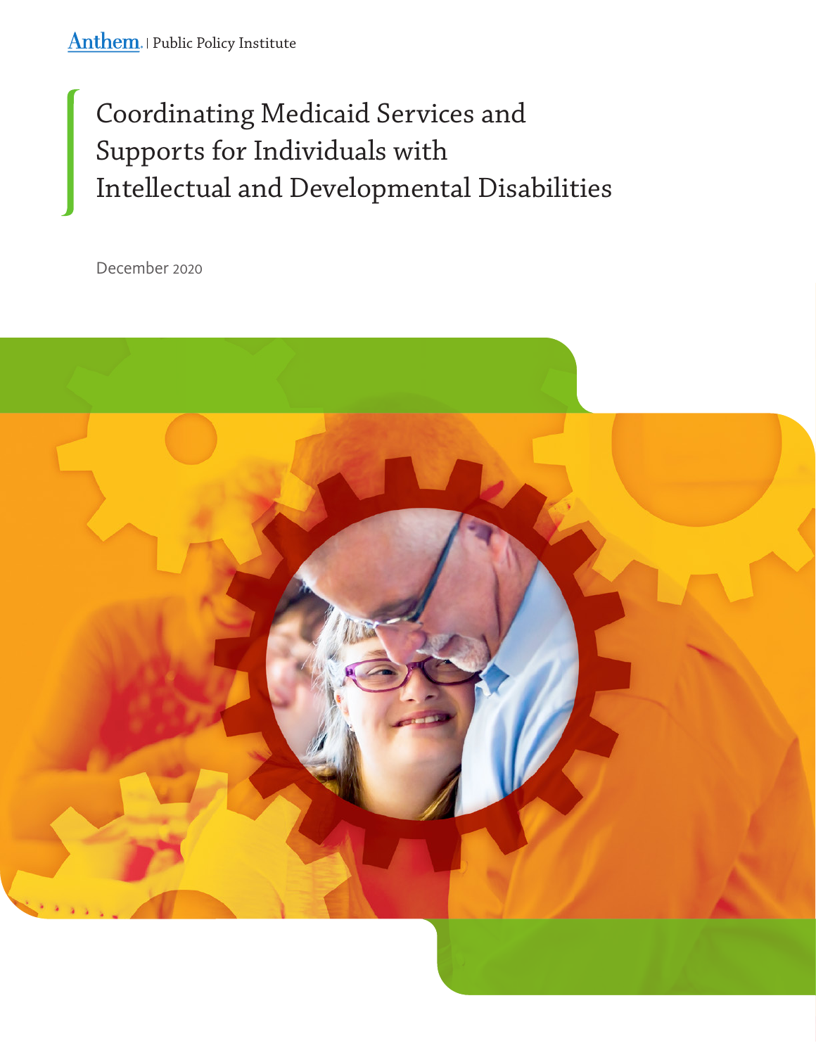Anthem. | Public Policy Institute

# Coordinating Medicaid Services and Supports for Individuals with Intellectual and Developmental Disabilities

December 2020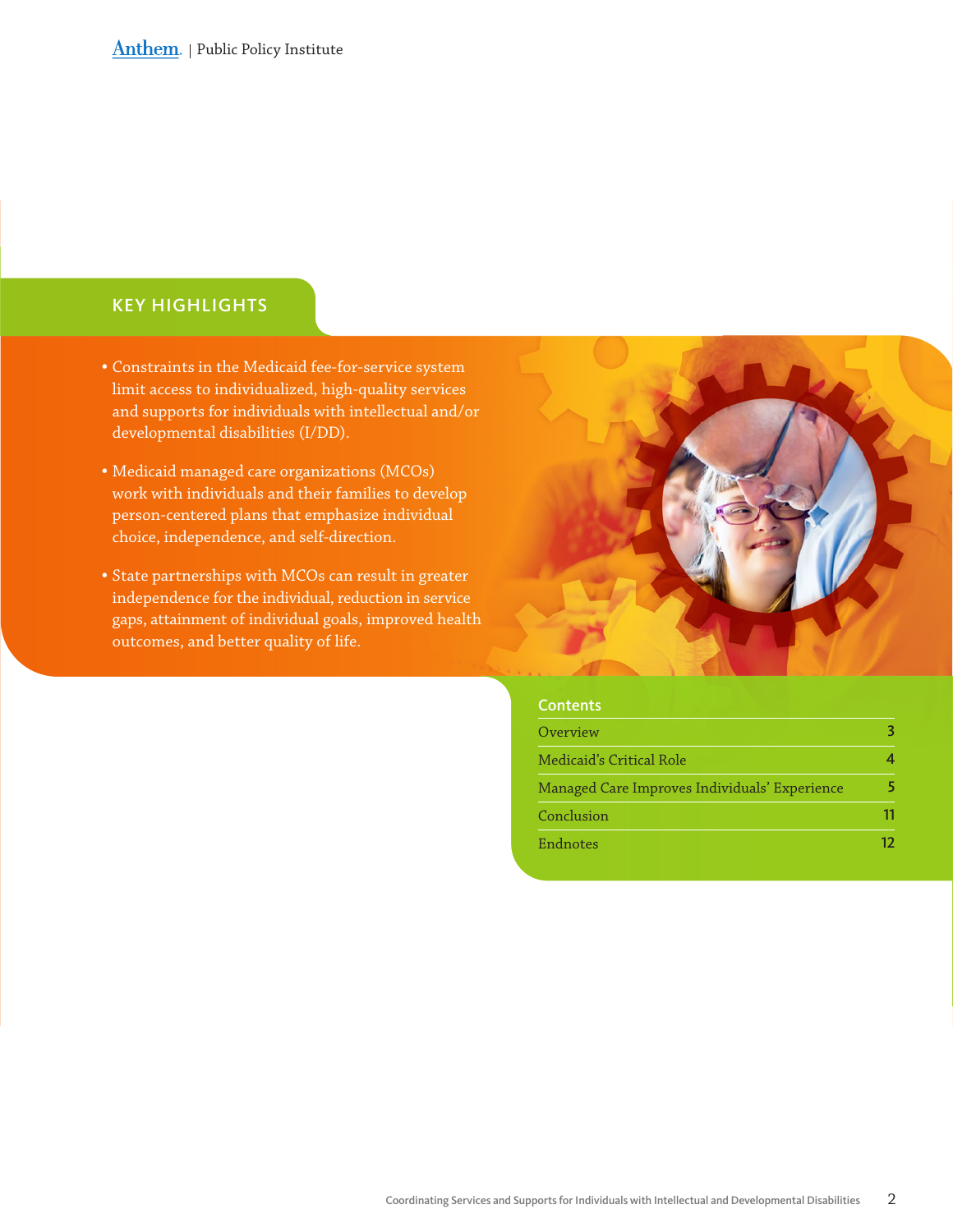## KEY HIGHLIGHTS

- Constraints in the Medicaid fee-for-service system limit access to individualized, high-quality services and supports for individuals with intellectual and/or developmental disabilities (I/DD).
- Medicaid managed care organizations (MCOs) work with individuals and their families to develop person-centered plans that emphasize individual choice, independence, and self-direction.
- State partnerships with MCOs can result in greater independence for the individual, reduction in service gaps, attainment of individual goals, improved health outcomes, and better quality of life.

### Contents

| Section | Page |
|---|---|
| Overview | 3 |
| Medicaid's Critical Role | 4 |
| Managed Care Improves Individuals' Experience | 5 |
| Conclusion | 11 |
| Endnotes | 12 |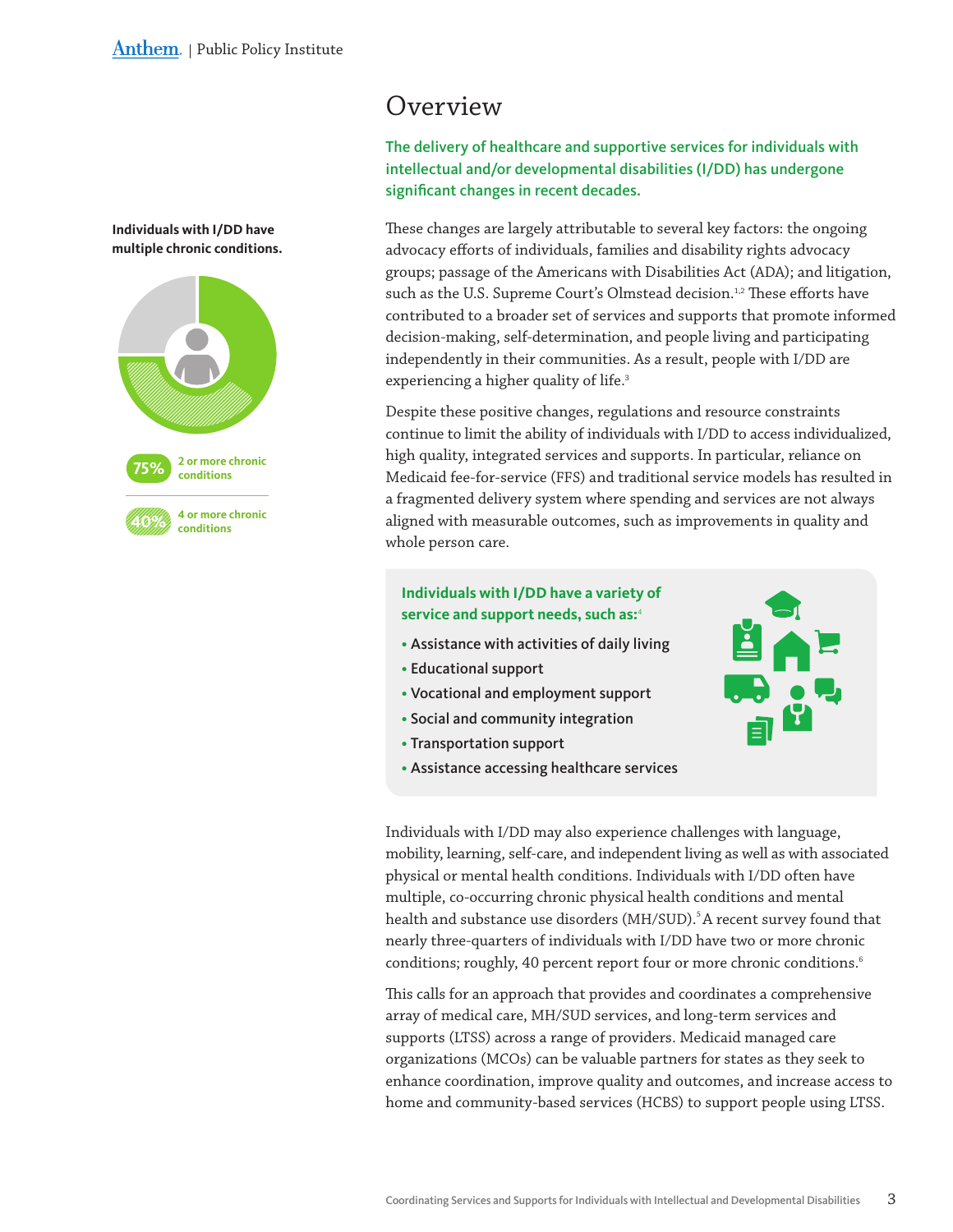# Overview

**The delivery of healthcare and supportive services for individuals with intellectual and/or developmental disabilities (I/DD) has undergone significant changes in recent decades.**

These changes are largely attributable to several key factors: the ongoing advocacy efforts of individuals, families and disability rights advocacy groups; passage of the Americans with Disabilities Act (ADA); and litigation, such as the U.S. Supreme Court's Olmstead decision.[1,2] These efforts have contributed to a broader set of services and supports that promote informed decision-making, self-determination, and people living and participating independently in their communities. As a result, people with I/DD are experiencing a higher quality of life.[3]

Despite these positive changes, regulations and resource constraints continue to limit the ability of individuals with I/DD to access individualized, high quality, integrated services and supports. In particular, reliance on Medicaid fee-for-service (FFS) and traditional service models has resulted in a fragmented delivery system where spending and services are not always aligned with measurable outcomes, such as improvements in quality and whole person care.

**Individuals with I/DD have multiple chronic conditions.**

- **75%** 2 or more chronic conditions
- **40%** 4 or more chronic conditions

**Individuals with I/DD have a variety of service and support needs, such as:**[4]

- Assistance with activities of daily living
- Educational support
- Vocational and employment support
- Social and community integration
- Transportation support
- Assistance accessing healthcare services

Individuals with I/DD may also experience challenges with language, mobility, learning, self-care, and independent living as well as with associated physical or mental health conditions. Individuals with I/DD often have multiple, co-occurring chronic physical health conditions and mental health and substance use disorders (MH/SUD).[5] A recent survey found that nearly three-quarters of individuals with I/DD have two or more chronic conditions; roughly, 40 percent report four or more chronic conditions.[6]

This calls for an approach that provides and coordinates a comprehensive array of medical care, MH/SUD services, and long-term services and supports (LTSS) across a range of providers. Medicaid managed care organizations (MCOs) can be valuable partners for states as they seek to enhance coordination, improve quality and outcomes, and increase access to home and community-based services (HCBS) to support people using LTSS.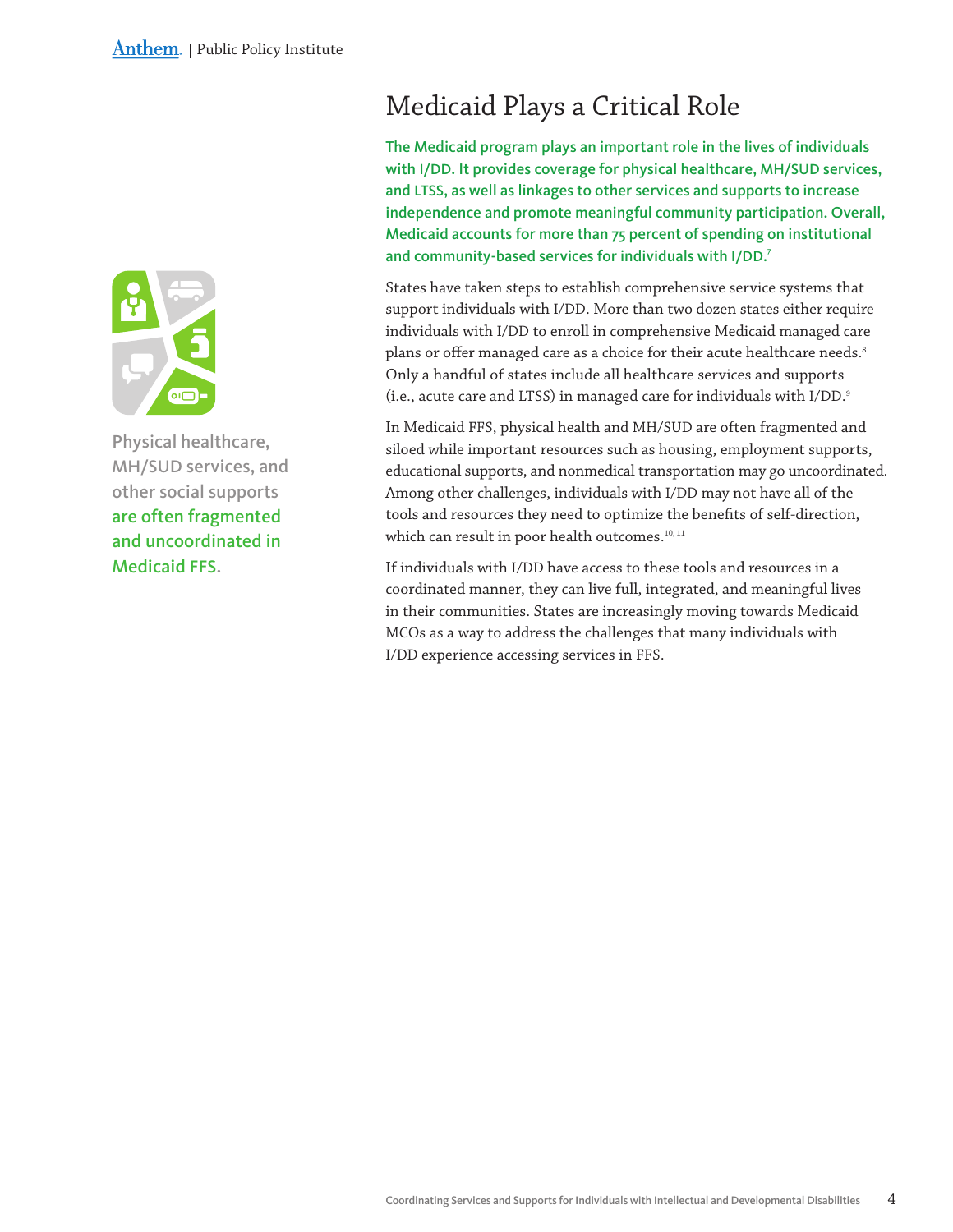# Medicaid Plays a Critical Role

**The Medicaid program plays an important role in the lives of individuals with I/DD. It provides coverage for physical healthcare, MH/SUD services, and LTSS, as well as linkages to other services and supports to increase independence and promote meaningful community participation. Overall, Medicaid accounts for more than 75 percent of spending on institutional and community-based services for individuals with I/DD.[7]**

States have taken steps to establish comprehensive service systems that support individuals with I/DD. More than two dozen states either require individuals with I/DD to enroll in comprehensive Medicaid managed care plans or offer managed care as a choice for their acute healthcare needs.[8] Only a handful of states include all healthcare services and supports (i.e., acute care and LTSS) in managed care for individuals with I/DD.[9]

In Medicaid FFS, physical health and MH/SUD are often fragmented and siloed while important resources such as housing, employment supports, educational supports, and nonmedical transportation may go uncoordinated. Among other challenges, individuals with I/DD may not have all of the tools and resources they need to optimize the benefits of self-direction, which can result in poor health outcomes.[10, 11]

If individuals with I/DD have access to these tools and resources in a coordinated manner, they can live full, integrated, and meaningful lives in their communities. States are increasingly moving towards Medicaid MCOs as a way to address the challenges that many individuals with I/DD experience accessing services in FFS.

**Physical healthcare, MH/SUD services, and other social supports are often fragmented and uncoordinated in Medicaid FFS.**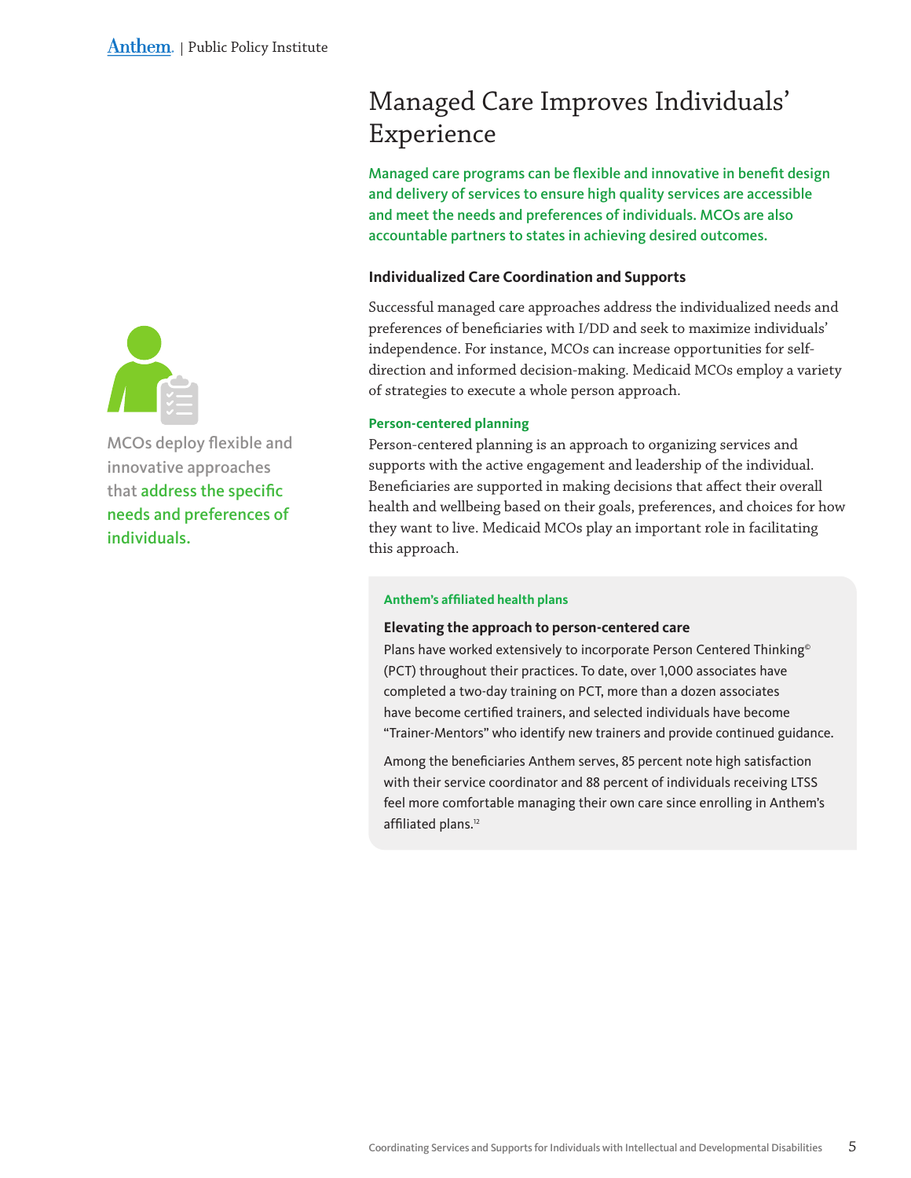# Managed Care Improves Individuals' Experience

**Managed care programs can be flexible and innovative in benefit design and delivery of services to ensure high quality services are accessible and meet the needs and preferences of individuals. MCOs are also accountable partners to states in achieving desired outcomes.**

MCOs deploy flexible and innovative approaches that **address the specific needs and preferences of individuals.**

### Individualized Care Coordination and Supports

Successful managed care approaches address the individualized needs and preferences of beneficiaries with I/DD and seek to maximize individuals' independence. For instance, MCOs can increase opportunities for self-direction and informed decision-making. Medicaid MCOs employ a variety of strategies to execute a whole person approach.

#### Person-centered planning

Person-centered planning is an approach to organizing services and supports with the active engagement and leadership of the individual. Beneficiaries are supported in making decisions that affect their overall health and wellbeing based on their goals, preferences, and choices for how they want to live. Medicaid MCOs play an important role in facilitating this approach.

**Anthem's affiliated health plans**

**Elevating the approach to person-centered care**

Plans have worked extensively to incorporate Person Centered Thinking© (PCT) throughout their practices. To date, over 1,000 associates have completed a two-day training on PCT, more than a dozen associates have become certified trainers, and selected individuals have become "Trainer-Mentors" who identify new trainers and provide continued guidance.

Among the beneficiaries Anthem serves, 85 percent note high satisfaction with their service coordinator and 88 percent of individuals receiving LTSS feel more comfortable managing their own care since enrolling in Anthem's affiliated plans.[12]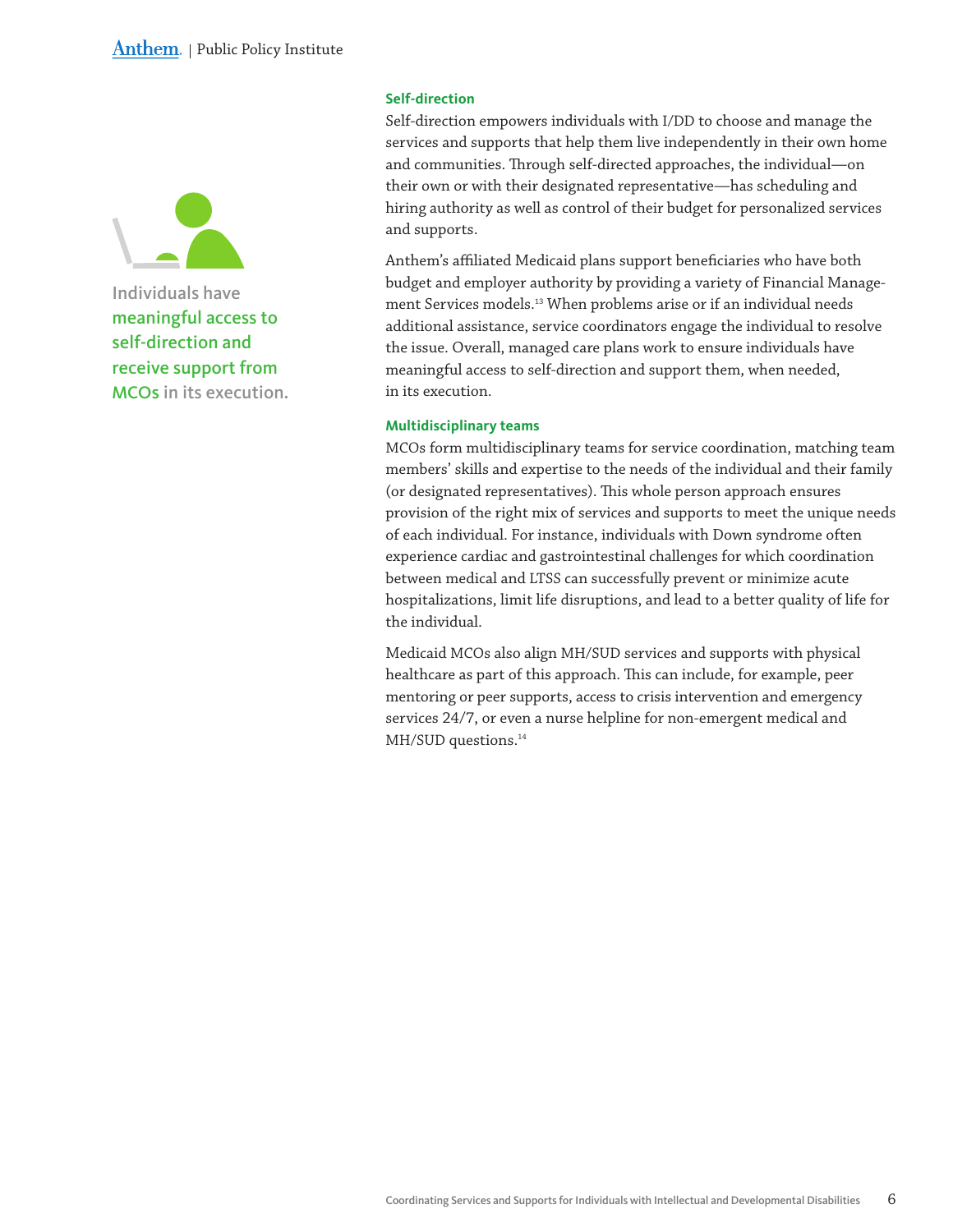Individuals have **meaningful access to self-direction and receive support from MCOs** in its execution.

### Self-direction

Self-direction empowers individuals with I/DD to choose and manage the services and supports that help them live independently in their own home and communities. Through self-directed approaches, the individual—on their own or with their designated representative—has scheduling and hiring authority as well as control of their budget for personalized services and supports.

Anthem's affiliated Medicaid plans support beneficiaries who have both budget and employer authority by providing a variety of Financial Management Services models.[13] When problems arise or if an individual needs additional assistance, service coordinators engage the individual to resolve the issue. Overall, managed care plans work to ensure individuals have meaningful access to self-direction and support them, when needed, in its execution.

### Multidisciplinary teams

MCOs form multidisciplinary teams for service coordination, matching team members' skills and expertise to the needs of the individual and their family (or designated representatives). This whole person approach ensures provision of the right mix of services and supports to meet the unique needs of each individual. For instance, individuals with Down syndrome often experience cardiac and gastrointestinal challenges for which coordination between medical and LTSS can successfully prevent or minimize acute hospitalizations, limit life disruptions, and lead to a better quality of life for the individual.

Medicaid MCOs also align MH/SUD services and supports with physical healthcare as part of this approach. This can include, for example, peer mentoring or peer supports, access to crisis intervention and emergency services 24/7, or even a nurse helpline for non-emergent medical and MH/SUD questions.[14]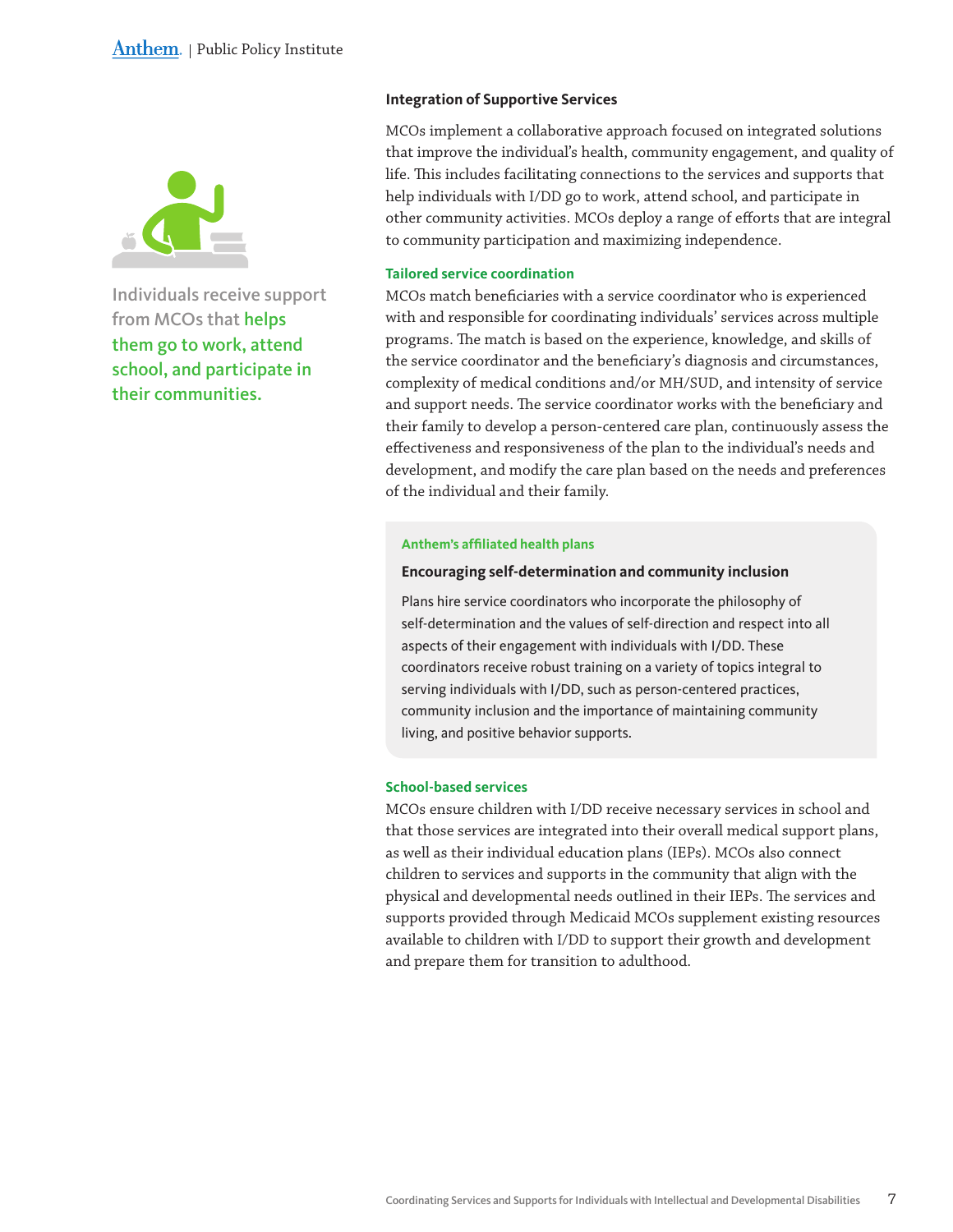Individuals receive support from MCOs that **helps them go to work, attend school, and participate in their communities.**

### Integration of Supportive Services

MCOs implement a collaborative approach focused on integrated solutions that improve the individual's health, community engagement, and quality of life. This includes facilitating connections to the services and supports that help individuals with I/DD go to work, attend school, and participate in other community activities. MCOs deploy a range of efforts that are integral to community participation and maximizing independence.

#### Tailored service coordination

MCOs match beneficiaries with a service coordinator who is experienced with and responsible for coordinating individuals' services across multiple programs. The match is based on the experience, knowledge, and skills of the service coordinator and the beneficiary's diagnosis and circumstances, complexity of medical conditions and/or MH/SUD, and intensity of service and support needs. The service coordinator works with the beneficiary and their family to develop a person-centered care plan, continuously assess the effectiveness and responsiveness of the plan to the individual's needs and development, and modify the care plan based on the needs and preferences of the individual and their family.

> **Anthem's affiliated health plans**
>
> **Encouraging self-determination and community inclusion**
>
> Plans hire service coordinators who incorporate the philosophy of self-determination and the values of self-direction and respect into all aspects of their engagement with individuals with I/DD. These coordinators receive robust training on a variety of topics integral to serving individuals with I/DD, such as person-centered practices, community inclusion and the importance of maintaining community living, and positive behavior supports.

#### School-based services

MCOs ensure children with I/DD receive necessary services in school and that those services are integrated into their overall medical support plans, as well as their individual education plans (IEPs). MCOs also connect children to services and supports in the community that align with the physical and developmental needs outlined in their IEPs. The services and supports provided through Medicaid MCOs supplement existing resources available to children with I/DD to support their growth and development and prepare them for transition to adulthood.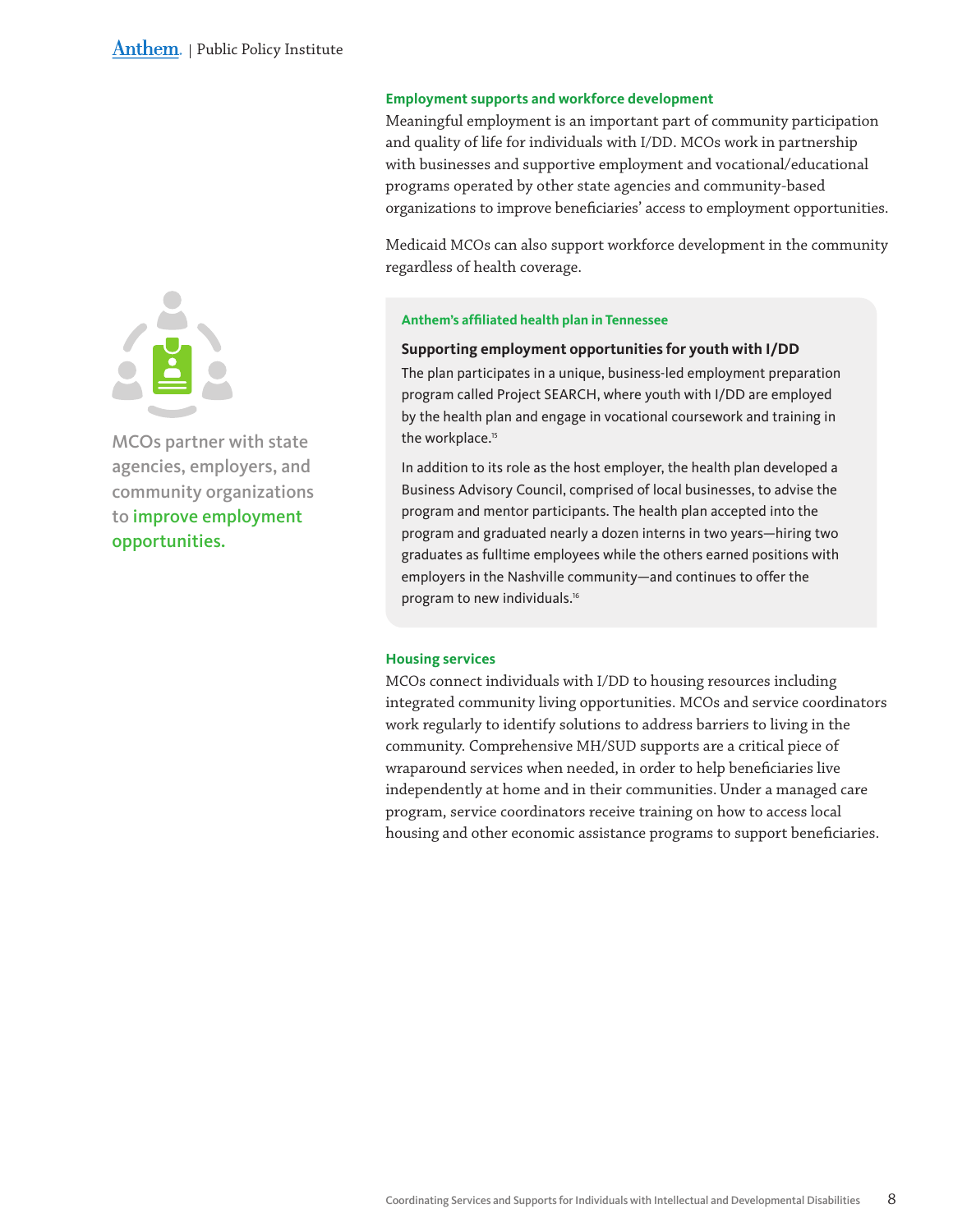### Employment supports and workforce development

Meaningful employment is an important part of community participation and quality of life for individuals with I/DD. MCOs work in partnership with businesses and supportive employment and vocational/educational programs operated by other state agencies and community-based organizations to improve beneficiaries' access to employment opportunities.

Medicaid MCOs can also support workforce development in the community regardless of health coverage.

MCOs partner with state agencies, employers, and community organizations to **improve employment opportunities.**

> **Anthem's affiliated health plan in Tennessee**
>
> **Supporting employment opportunities for youth with I/DD**
>
> The plan participates in a unique, business-led employment preparation program called Project SEARCH, where youth with I/DD are employed by the health plan and engage in vocational coursework and training in the workplace.[15]
>
> In addition to its role as the host employer, the health plan developed a Business Advisory Council, comprised of local businesses, to advise the program and mentor participants. The health plan accepted into the program and graduated nearly a dozen interns in two years—hiring two graduates as fulltime employees while the others earned positions with employers in the Nashville community—and continues to offer the program to new individuals.[16]

### Housing services

MCOs connect individuals with I/DD to housing resources including integrated community living opportunities. MCOs and service coordinators work regularly to identify solutions to address barriers to living in the community. Comprehensive MH/SUD supports are a critical piece of wraparound services when needed, in order to help beneficiaries live independently at home and in their communities. Under a managed care program, service coordinators receive training on how to access local housing and other economic assistance programs to support beneficiaries.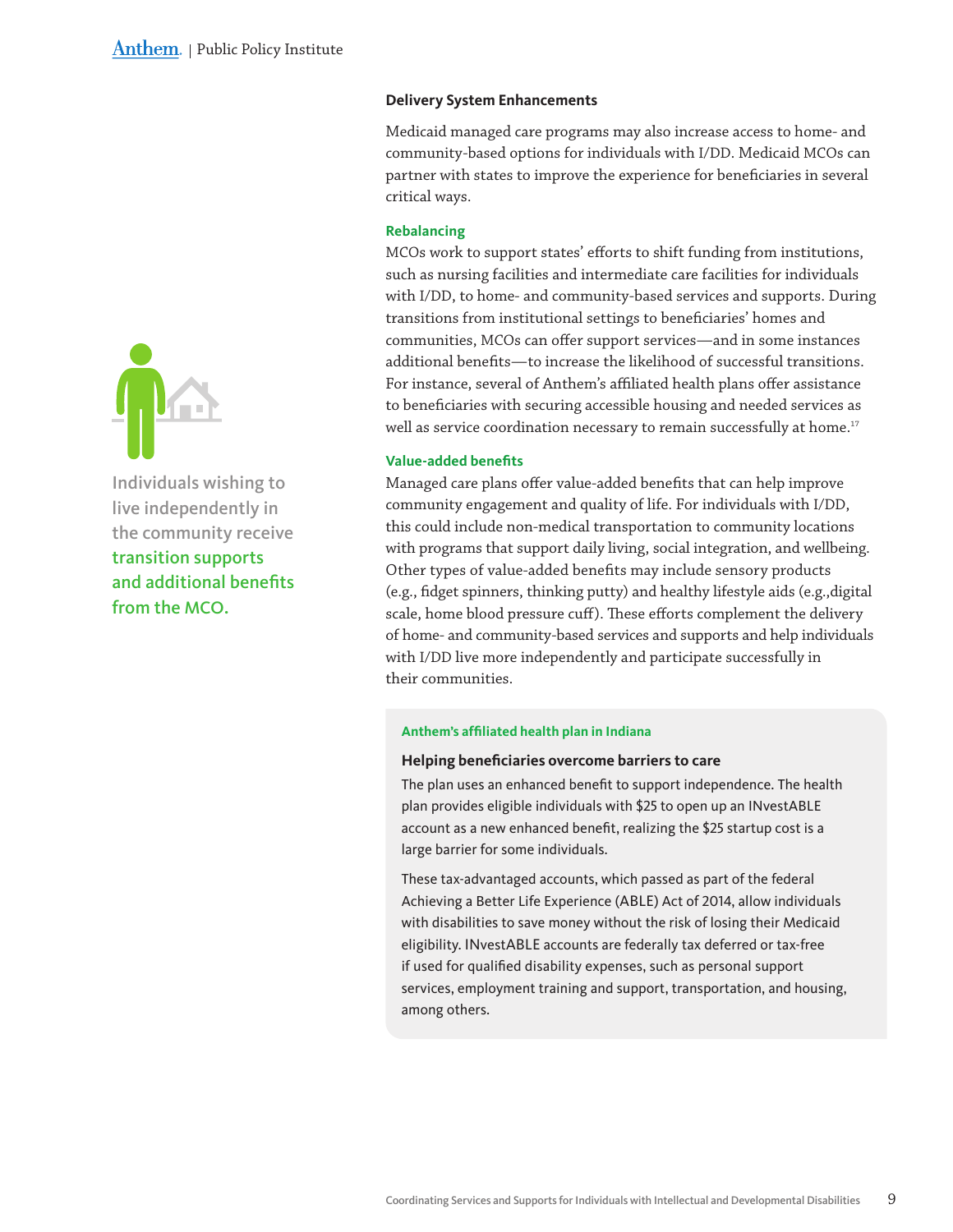Individuals wishing to live independently in the community receive **transition supports and additional benefits from the MCO.**

## Delivery System Enhancements

Medicaid managed care programs may also increase access to home- and community-based options for individuals with I/DD. Medicaid MCOs can partner with states to improve the experience for beneficiaries in several critical ways.

### Rebalancing

MCOs work to support states' efforts to shift funding from institutions, such as nursing facilities and intermediate care facilities for individuals with I/DD, to home- and community-based services and supports. During transitions from institutional settings to beneficiaries' homes and communities, MCOs can offer support services—and in some instances additional benefits—to increase the likelihood of successful transitions. For instance, several of Anthem's affiliated health plans offer assistance to beneficiaries with securing accessible housing and needed services as well as service coordination necessary to remain successfully at home.[17]

### Value-added benefits

Managed care plans offer value-added benefits that can help improve community engagement and quality of life. For individuals with I/DD, this could include non-medical transportation to community locations with programs that support daily living, social integration, and wellbeing. Other types of value-added benefits may include sensory products (e.g., fidget spinners, thinking putty) and healthy lifestyle aids (e.g.,digital scale, home blood pressure cuff). These efforts complement the delivery of home- and community-based services and supports and help individuals with I/DD live more independently and participate successfully in their communities.

**Anthem's affiliated health plan in Indiana**

**Helping beneficiaries overcome barriers to care**

The plan uses an enhanced benefit to support independence. The health plan provides eligible individuals with $25 to open up an INvestABLE account as a new enhanced benefit, realizing the $25 startup cost is a large barrier for some individuals.

These tax-advantaged accounts, which passed as part of the federal Achieving a Better Life Experience (ABLE) Act of 2014, allow individuals with disabilities to save money without the risk of losing their Medicaid eligibility. INvestABLE accounts are federally tax deferred or tax-free if used for qualified disability expenses, such as personal support services, employment training and support, transportation, and housing, among others.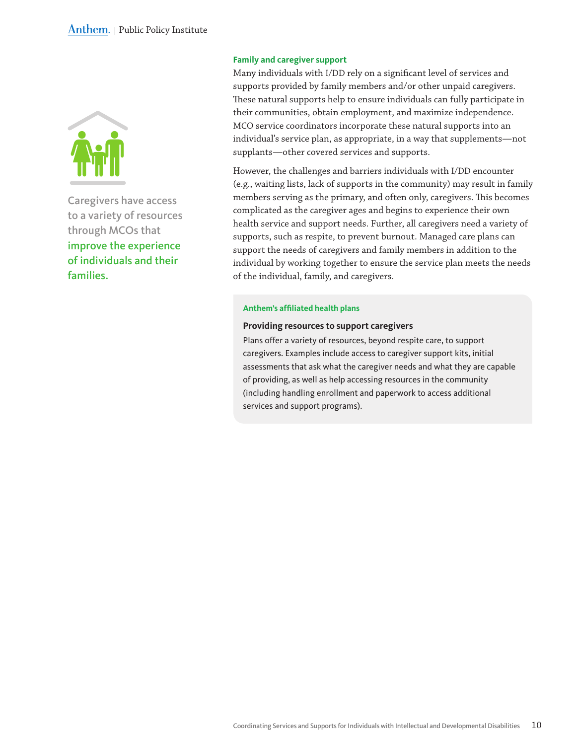Caregivers have access to a variety of resources through MCOs that **improve the experience of individuals and their families.**

### Family and caregiver support

Many individuals with I/DD rely on a significant level of services and supports provided by family members and/or other unpaid caregivers. These natural supports help to ensure individuals can fully participate in their communities, obtain employment, and maximize independence. MCO service coordinators incorporate these natural supports into an individual's service plan, as appropriate, in a way that supplements—not supplants—other covered services and supports.

However, the challenges and barriers individuals with I/DD encounter (e.g., waiting lists, lack of supports in the community) may result in family members serving as the primary, and often only, caregivers. This becomes complicated as the caregiver ages and begins to experience their own health service and support needs. Further, all caregivers need a variety of supports, such as respite, to prevent burnout. Managed care plans can support the needs of caregivers and family members in addition to the individual by working together to ensure the service plan meets the needs of the individual, family, and caregivers.

> **Anthem's affiliated health plans**
>
> **Providing resources to support caregivers**
>
> Plans offer a variety of resources, beyond respite care, to support caregivers. Examples include access to caregiver support kits, initial assessments that ask what the caregiver needs and what they are capable of providing, as well as help accessing resources in the community (including handling enrollment and paperwork to access additional services and support programs).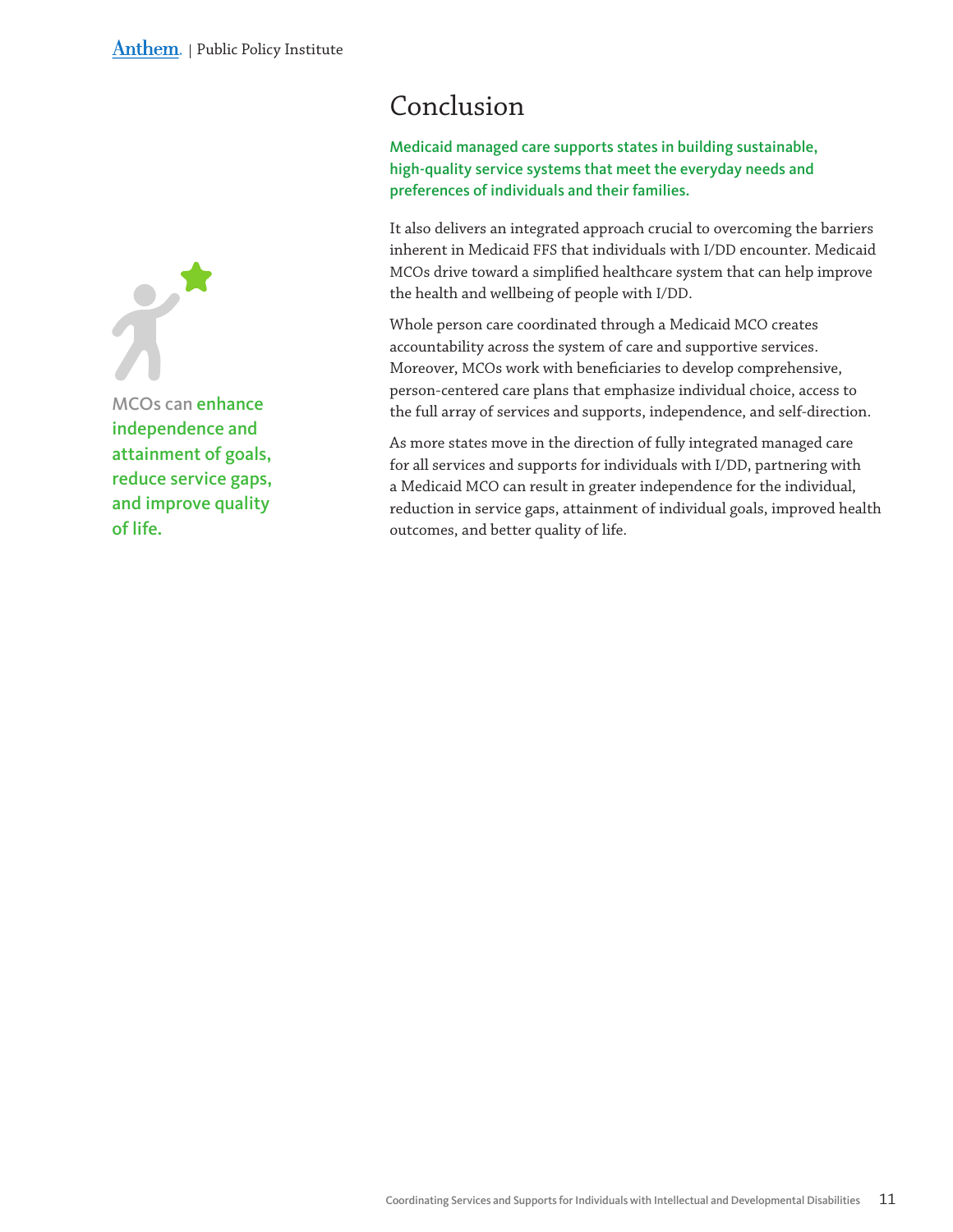# Conclusion

**Medicaid managed care supports states in building sustainable, high-quality service systems that meet the everyday needs and preferences of individuals and their families.**

It also delivers an integrated approach crucial to overcoming the barriers inherent in Medicaid FFS that individuals with I/DD encounter. Medicaid MCOs drive toward a simplified healthcare system that can help improve the health and wellbeing of people with I/DD.

Whole person care coordinated through a Medicaid MCO creates accountability across the system of care and supportive services. Moreover, MCOs work with beneficiaries to develop comprehensive, person-centered care plans that emphasize individual choice, access to the full array of services and supports, independence, and self-direction.

As more states move in the direction of fully integrated managed care for all services and supports for individuals with I/DD, partnering with a Medicaid MCO can result in greater independence for the individual, reduction in service gaps, attainment of individual goals, improved health outcomes, and better quality of life.

**MCOs can enhance independence and attainment of goals, reduce service gaps, and improve quality of life.**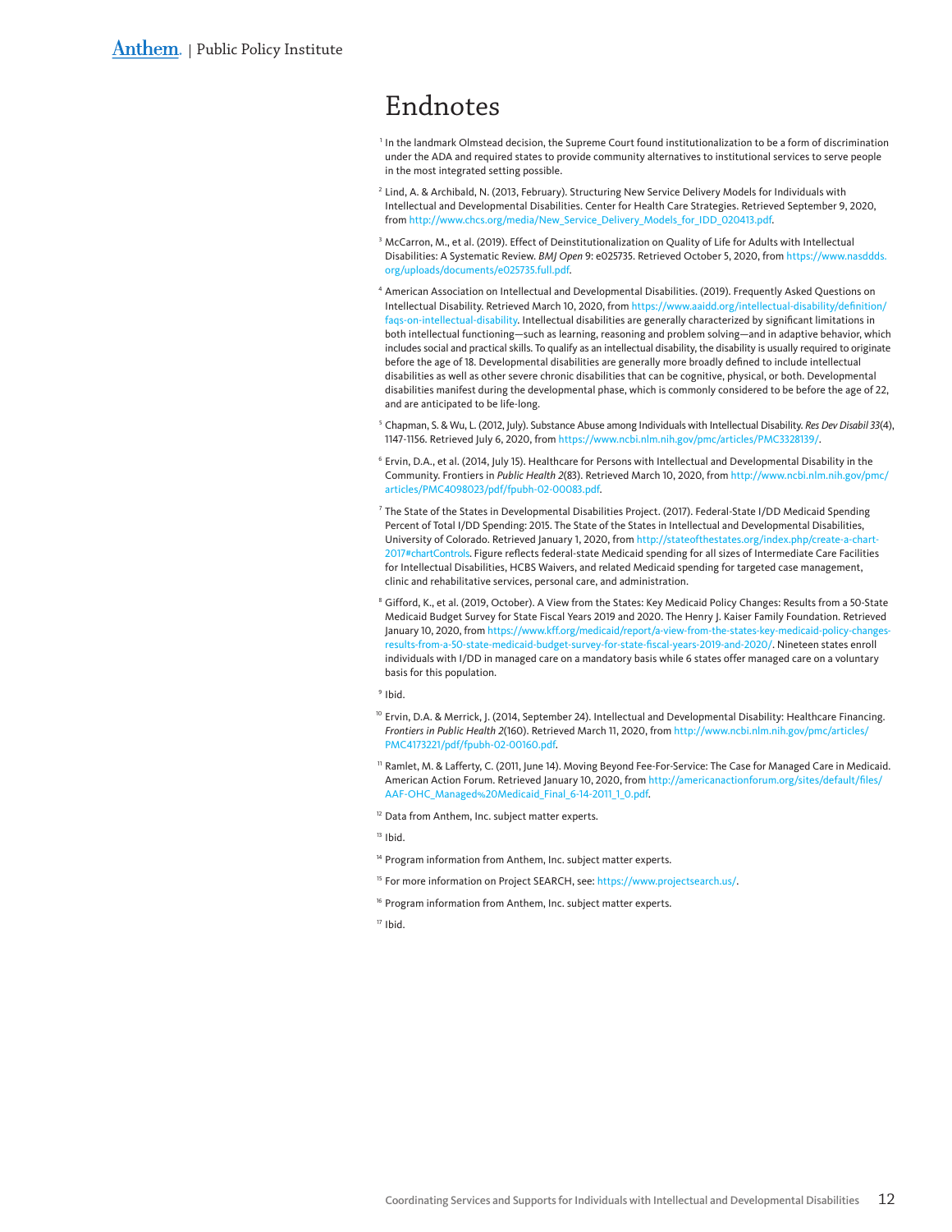# Endnotes

[1] In the landmark Olmstead decision, the Supreme Court found institutionalization to be a form of discrimination under the ADA and required states to provide community alternatives to institutional services to serve people in the most integrated setting possible.

[2] Lind, A. & Archibald, N. (2013, February). Structuring New Service Delivery Models for Individuals with Intellectual and Developmental Disabilities. Center for Health Care Strategies. Retrieved September 9, 2020, from http://www.chcs.org/media/New_Service_Delivery_Models_for_IDD_020413.pdf.

[3] McCarron, M., et al. (2019). Effect of Deinstitutionalization on Quality of Life for Adults with Intellectual Disabilities: A Systematic Review. *BMJ Open* 9: e025735. Retrieved October 5, 2020, from https://www.nasddds.org/uploads/documents/e025735.full.pdf.

[4] American Association on Intellectual and Developmental Disabilities. (2019). Frequently Asked Questions on Intellectual Disability. Retrieved March 10, 2020, from https://www.aaidd.org/intellectual-disability/definition/faqs-on-intellectual-disability. Intellectual disabilities are generally characterized by significant limitations in both intellectual functioning—such as learning, reasoning and problem solving—and in adaptive behavior, which includes social and practical skills. To qualify as an intellectual disability, the disability is usually required to originate before the age of 18. Developmental disabilities are generally more broadly defined to include intellectual disabilities as well as other severe chronic disabilities that can be cognitive, physical, or both. Developmental disabilities manifest during the developmental phase, which is commonly considered to be before the age of 22, and are anticipated to be life-long.

[5] Chapman, S. & Wu, L. (2012, July). Substance Abuse among Individuals with Intellectual Disability. *Res Dev Disabil 33*(4), 1147-1156. Retrieved July 6, 2020, from https://www.ncbi.nlm.nih.gov/pmc/articles/PMC3328139/.

[6] Ervin, D.A., et al. (2014, July 15). Healthcare for Persons with Intellectual and Developmental Disability in the Community. Frontiers in *Public Health 2*(83). Retrieved March 10, 2020, from http://www.ncbi.nlm.nih.gov/pmc/articles/PMC4098023/pdf/fpubh-02-00083.pdf.

[7] The State of the States in Developmental Disabilities Project. (2017). Federal-State I/DD Medicaid Spending Percent of Total I/DD Spending: 2015. The State of the States in Intellectual and Developmental Disabilities, University of Colorado. Retrieved January 1, 2020, from http://stateofthestates.org/index.php/create-a-chart-2017#chartControls. Figure reflects federal-state Medicaid spending for all sizes of Intermediate Care Facilities for Intellectual Disabilities, HCBS Waivers, and related Medicaid spending for targeted case management, clinic and rehabilitative services, personal care, and administration.

[8] Gifford, K., et al. (2019, October). A View from the States: Key Medicaid Policy Changes: Results from a 50-State Medicaid Budget Survey for State Fiscal Years 2019 and 2020. The Henry J. Kaiser Family Foundation. Retrieved January 10, 2020, from https://www.kff.org/medicaid/report/a-view-from-the-states-key-medicaid-policy-changes-results-from-a-50-state-medicaid-budget-survey-for-state-fiscal-years-2019-and-2020/. Nineteen states enroll individuals with I/DD in managed care on a mandatory basis while 6 states offer managed care on a voluntary basis for this population.

[9] Ibid.

[10] Ervin, D.A. & Merrick, J. (2014, September 24). Intellectual and Developmental Disability: Healthcare Financing. *Frontiers in Public Health 2*(160). Retrieved March 11, 2020, from http://www.ncbi.nlm.nih.gov/pmc/articles/PMC4173221/pdf/fpubh-02-00160.pdf.

[11] Ramlet, M. & Lafferty, C. (2011, June 14). Moving Beyond Fee-For-Service: The Case for Managed Care in Medicaid. American Action Forum. Retrieved January 10, 2020, from http://americanactionforum.org/sites/default/files/AAF-OHC_Managed%20Medicaid_Final_6-14-2011_1_0.pdf.

[12] Data from Anthem, Inc. subject matter experts.

[13] Ibid.

[14] Program information from Anthem, Inc. subject matter experts.

[15] For more information on Project SEARCH, see: https://www.projectsearch.us/.

[16] Program information from Anthem, Inc. subject matter experts.

[17] Ibid.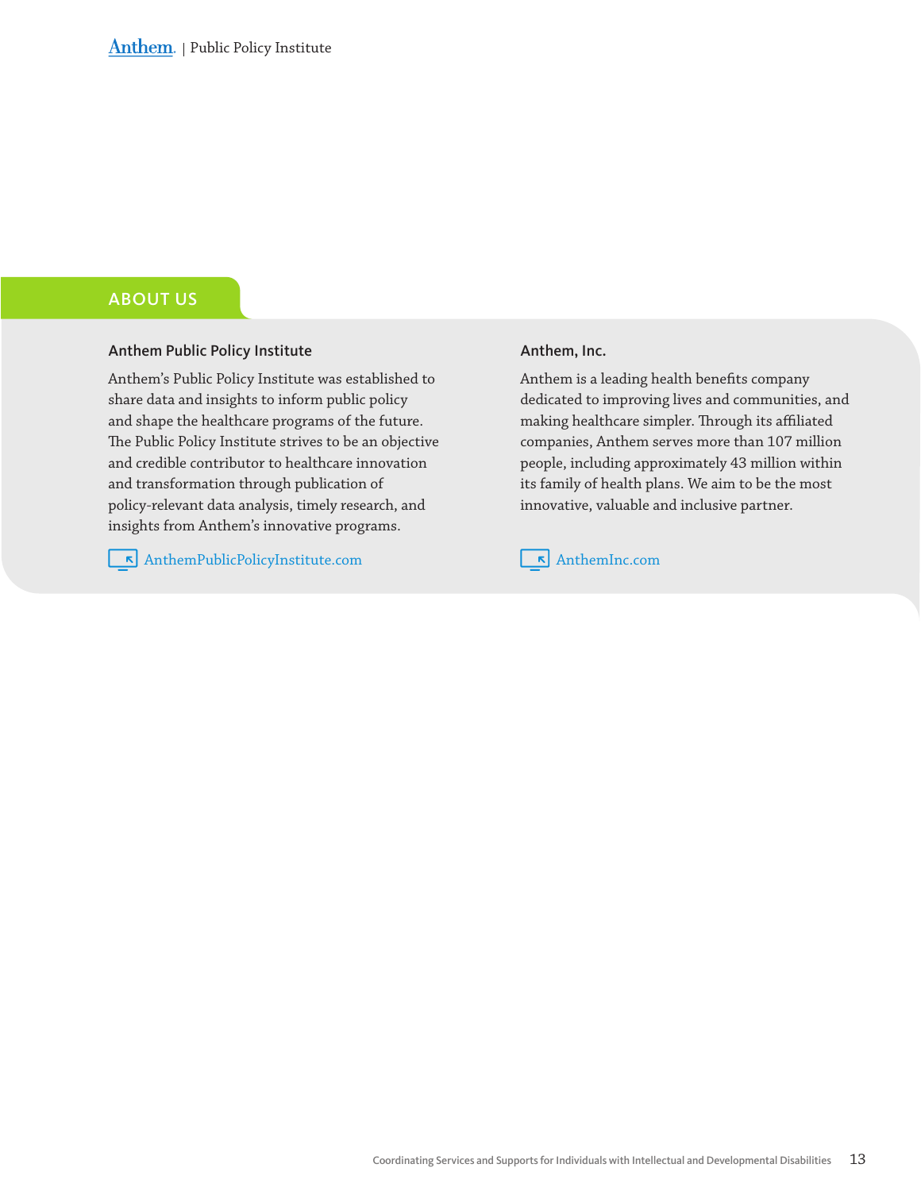## ABOUT US

### Anthem Public Policy Institute

Anthem's Public Policy Institute was established to share data and insights to inform public policy and shape the healthcare programs of the future. The Public Policy Institute strives to be an objective and credible contributor to healthcare innovation and transformation through publication of policy-relevant data analysis, timely research, and insights from Anthem's innovative programs.

AnthemPublicPolicyInstitute.com

### Anthem, Inc.

Anthem is a leading health benefits company dedicated to improving lives and communities, and making healthcare simpler. Through its affiliated companies, Anthem serves more than 107 million people, including approximately 43 million within its family of health plans. We aim to be the most innovative, valuable and inclusive partner.

AnthemInc.com